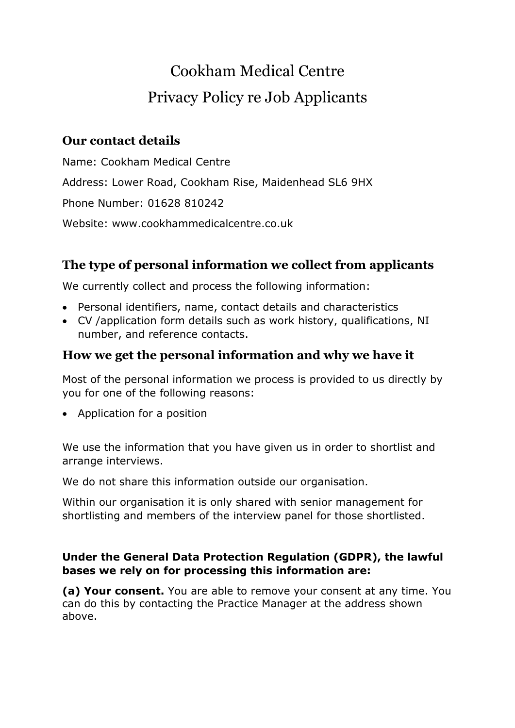# Cookham Medical Centre
# Privacy Policy re Job Applicants

## Our contact details

Name: Cookham Medical Centre

Address: Lower Road, Cookham Rise, Maidenhead SL6 9HX

Phone Number: 01628 810242

Website: www.cookhammedicalcentre.co.uk

## The type of personal information we collect from applicants

We currently collect and process the following information:

- Personal identifiers, name, contact details and characteristics
- CV /application form details such as work history, qualifications, NI number, and reference contacts.

## How we get the personal information and why we have it

Most of the personal information we process is provided to us directly by you for one of the following reasons:

- Application for a position

We use the information that you have given us in order to shortlist and arrange interviews.

We do not share this information outside our organisation.

Within our organisation it is only shared with senior management for shortlisting and members of the interview panel for those shortlisted.

**Under the General Data Protection Regulation (GDPR), the lawful bases we rely on for processing this information are:**

**(a) Your consent.** You are able to remove your consent at any time. You can do this by contacting the Practice Manager at the address shown above.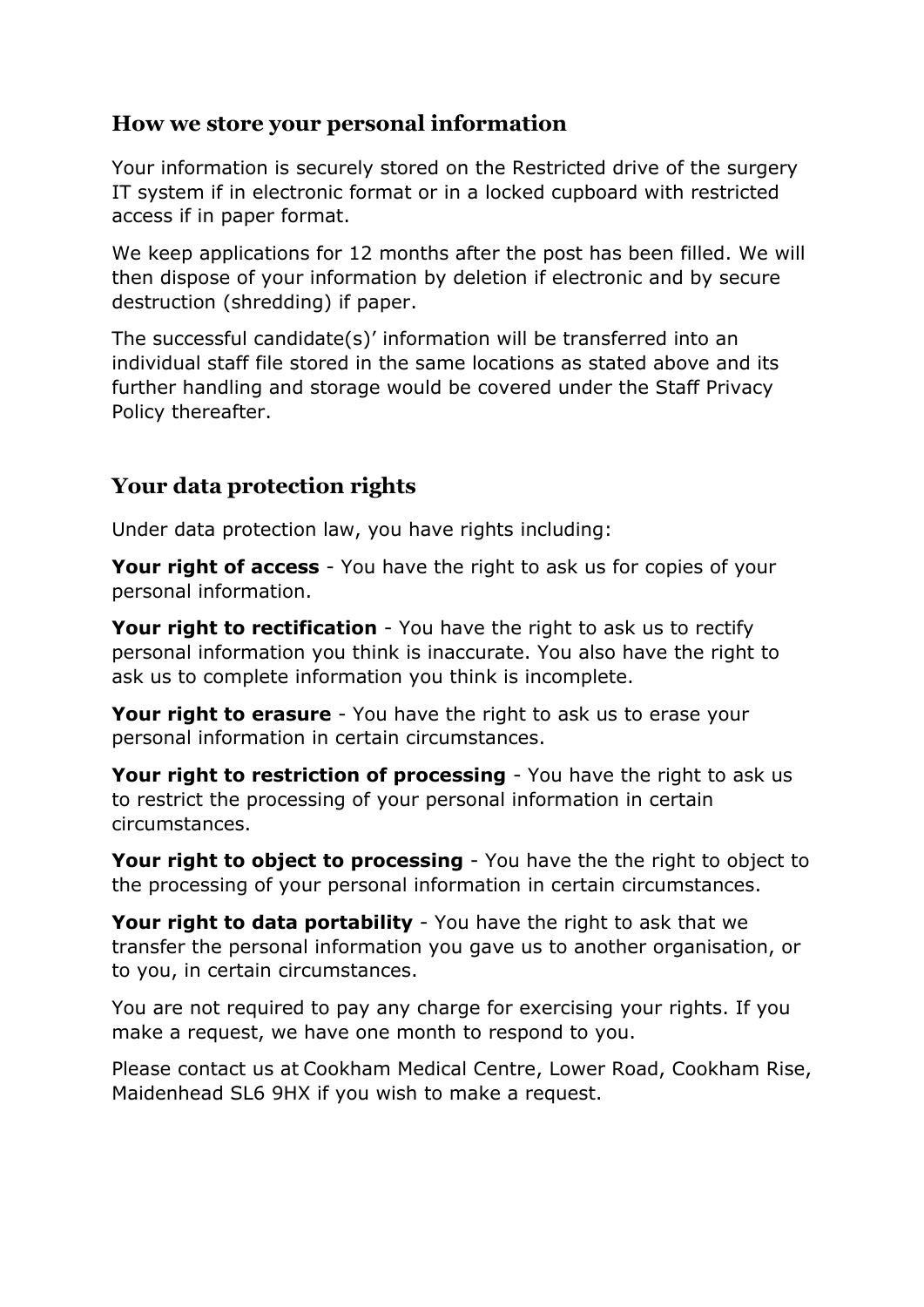## How we store your personal information

Your information is securely stored on the Restricted drive of the surgery IT system if in electronic format or in a locked cupboard with restricted access if in paper format.

We keep applications for 12 months after the post has been filled. We will then dispose of your information by deletion if electronic and by secure destruction (shredding) if paper.

The successful candidate(s)' information will be transferred into an individual staff file stored in the same locations as stated above and its further handling and storage would be covered under the Staff Privacy Policy thereafter.

## Your data protection rights

Under data protection law, you have rights including:

**Your right of access** - You have the right to ask us for copies of your personal information.

**Your right to rectification** - You have the right to ask us to rectify personal information you think is inaccurate. You also have the right to ask us to complete information you think is incomplete.

**Your right to erasure** - You have the right to ask us to erase your personal information in certain circumstances.

**Your right to restriction of processing** - You have the right to ask us to restrict the processing of your personal information in certain circumstances.

**Your right to object to processing** - You have the the right to object to the processing of your personal information in certain circumstances.

**Your right to data portability** - You have the right to ask that we transfer the personal information you gave us to another organisation, or to you, in certain circumstances.

You are not required to pay any charge for exercising your rights. If you make a request, we have one month to respond to you.

Please contact us at Cookham Medical Centre, Lower Road, Cookham Rise, Maidenhead SL6 9HX if you wish to make a request.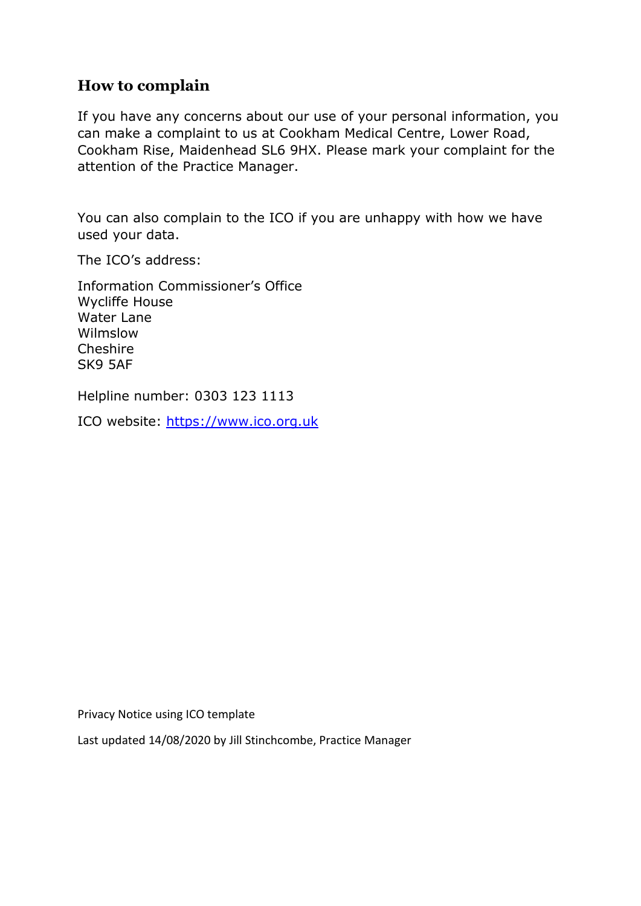## How to complain

If you have any concerns about our use of your personal information, you can make a complaint to us at Cookham Medical Centre, Lower Road, Cookham Rise, Maidenhead SL6 9HX. Please mark your complaint for the attention of the Practice Manager.

You can also complain to the ICO if you are unhappy with how we have used your data.

The ICO's address:

Information Commissioner's Office
Wycliffe House
Water Lane
Wilmslow
Cheshire
SK9 5AF

Helpline number: 0303 123 1113

ICO website: https://www.ico.org.uk

Privacy Notice using ICO template

Last updated 14/08/2020 by Jill Stinchcombe, Practice Manager